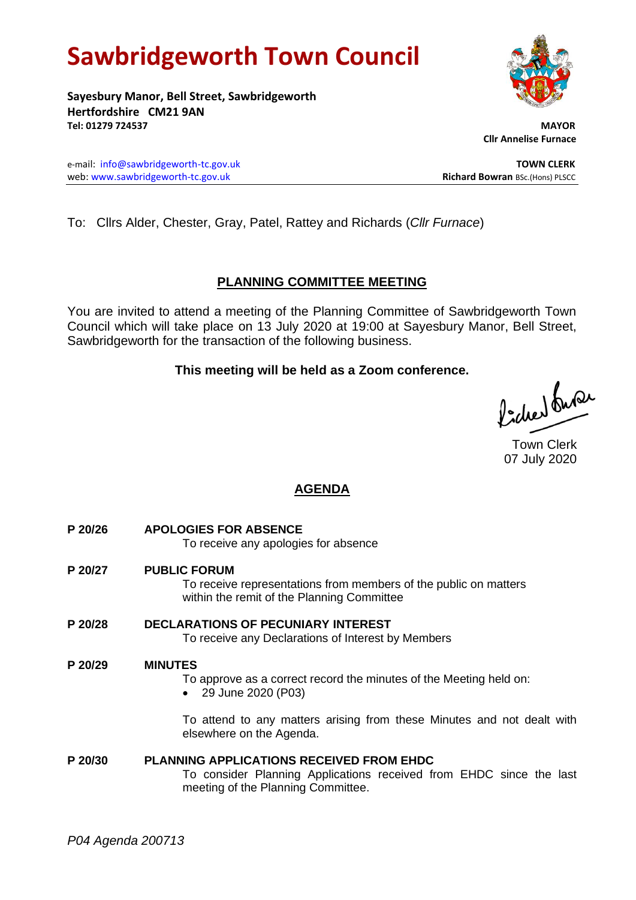# Sawbridgeworth Town Council

**Sayesbury Manor, Bell Street, Sawbridgeworth**
**Hertfordshire CM21 9AN**
**Tel: 01279 724537**

**MAYOR**
**Cllr Annelise Furnace**

e-mail: info@sawbridgeworth-tc.gov.uk
web: www.sawbridgeworth-tc.gov.uk

**TOWN CLERK**
**Richard Bowran** BSc.(Hons) PLSCC

To: Cllrs Alder, Chester, Gray, Patel, Rattey and Richards (*Cllr Furnace*)

## PLANNING COMMITTEE MEETING

You are invited to attend a meeting of the Planning Committee of Sawbridgeworth Town Council which will take place on 13 July 2020 at 19:00 at Sayesbury Manor, Bell Street, Sawbridgeworth for the transaction of the following business.

**This meeting will be held as a Zoom conference.**

Town Clerk
07 July 2020

## AGENDA

**P 20/26 APOLOGIES FOR ABSENCE**
To receive any apologies for absence

**P 20/27 PUBLIC FORUM**
To receive representations from members of the public on matters within the remit of the Planning Committee

**P 20/28 DECLARATIONS OF PECUNIARY INTEREST**
To receive any Declarations of Interest by Members

**P 20/29 MINUTES**
To approve as a correct record the minutes of the Meeting held on:

- 29 June 2020 (P03)

To attend to any matters arising from these Minutes and not dealt with elsewhere on the Agenda.

**P 20/30 PLANNING APPLICATIONS RECEIVED FROM EHDC**
To consider Planning Applications received from EHDC since the last meeting of the Planning Committee.

*P04 Agenda 200713*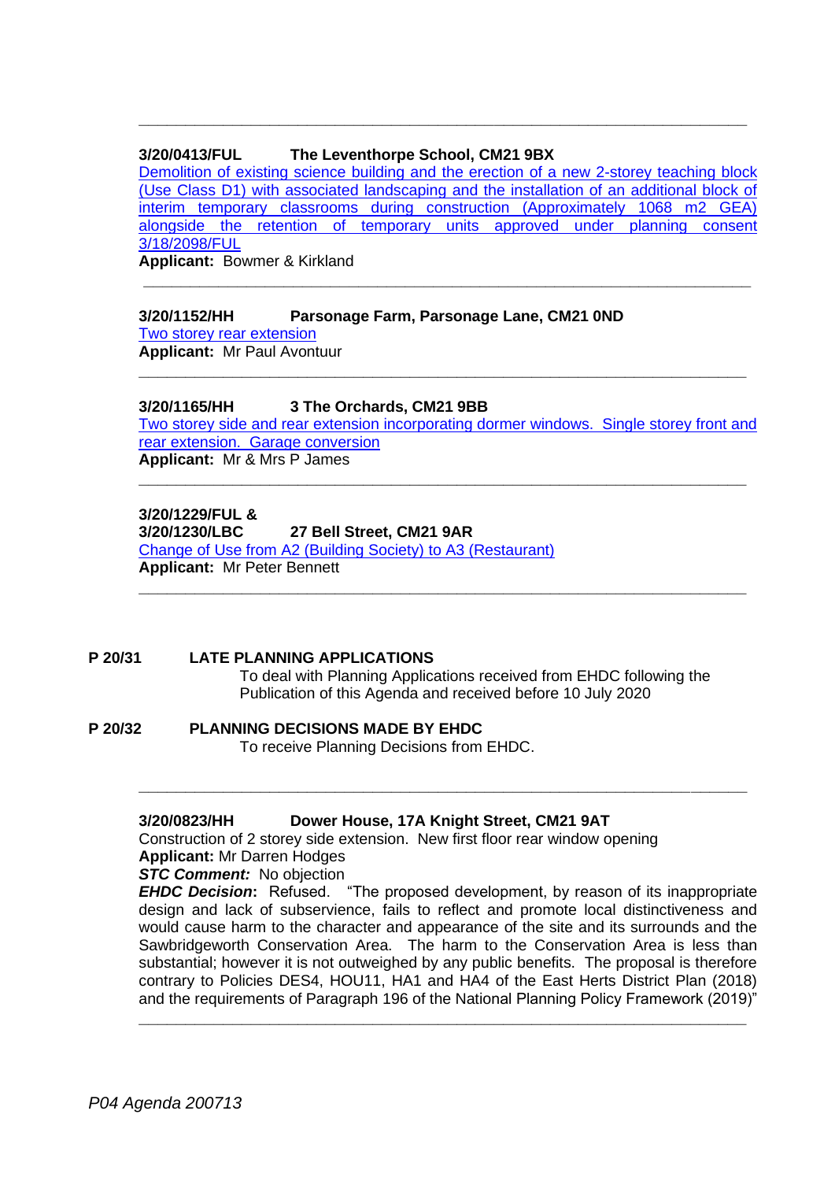---

**3/20/0413/FUL The Leventhorpe School, CM21 9BX**

Demolition of existing science building and the erection of a new 2-storey teaching block (Use Class D1) with associated landscaping and the installation of an additional block of interim temporary classrooms during construction (Approximately 1068 m2 GEA) alongside the retention of temporary units approved under planning consent 3/18/2098/FUL

**Applicant:** Bowmer & Kirkland

---

**3/20/1152/HH Parsonage Farm, Parsonage Lane, CM21 0ND**

Two storey rear extension

**Applicant:** Mr Paul Avontuur

---

**3/20/1165/HH 3 The Orchards, CM21 9BB**

Two storey side and rear extension incorporating dormer windows. Single storey front and rear extension. Garage conversion

**Applicant:** Mr & Mrs P James

---

**3/20/1229/FUL &**
**3/20/1230/LBC 27 Bell Street, CM21 9AR**

Change of Use from A2 (Building Society) to A3 (Restaurant)

**Applicant:** Mr Peter Bennett

---

**P 20/31 LATE PLANNING APPLICATIONS**

To deal with Planning Applications received from EHDC following the Publication of this Agenda and received before 10 July 2020

**P 20/32 PLANNING DECISIONS MADE BY EHDC**

To receive Planning Decisions from EHDC.

---

**3/20/0823/HH Dower House, 17A Knight Street, CM21 9AT**

Construction of 2 storey side extension. New first floor rear window opening

**Applicant:** Mr Darren Hodges

***STC Comment:*** No objection

***EHDC Decision*:** Refused. "The proposed development, by reason of its inappropriate design and lack of subservience, fails to reflect and promote local distinctiveness and would cause harm to the character and appearance of the site and its surrounds and the Sawbridgeworth Conservation Area. The harm to the Conservation Area is less than substantial; however it is not outweighed by any public benefits. The proposal is therefore contrary to Policies DES4, HOU11, HA1 and HA4 of the East Herts District Plan (2018) and the requirements of Paragraph 196 of the National Planning Policy Framework (2019)"

---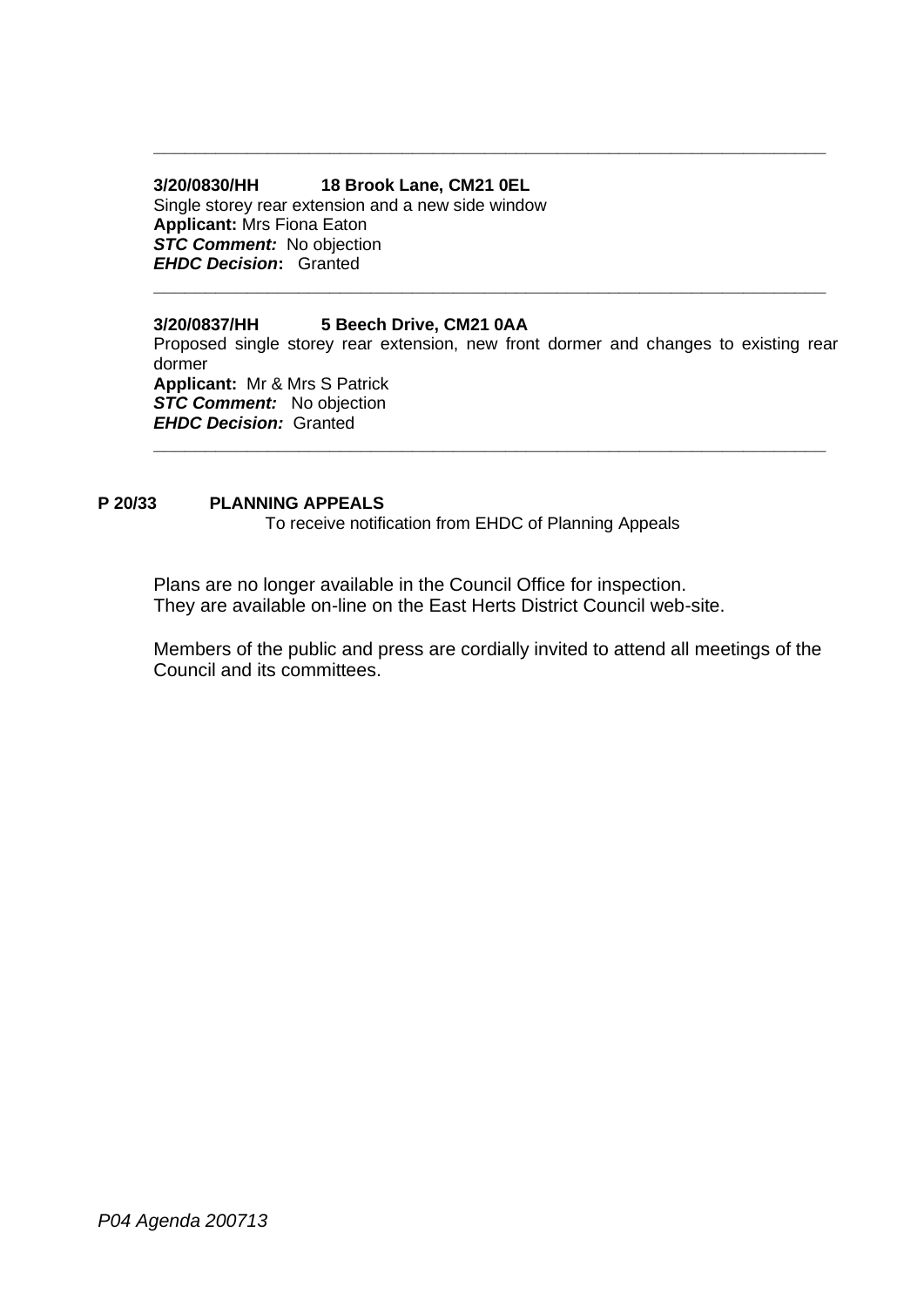---

**3/20/0830/HH 18 Brook Lane, CM21 0EL**
Single storey rear extension and a new side window
**Applicant:** Mrs Fiona Eaton
***STC Comment:*** No objection
***EHDC Decision*:** Granted

---

**3/20/0837/HH 5 Beech Drive, CM21 0AA**
Proposed single storey rear extension, new front dormer and changes to existing rear dormer
**Applicant:** Mr & Mrs S Patrick
***STC Comment:*** No objection
***EHDC Decision:*** Granted

---

**P 20/33 PLANNING APPEALS**
To receive notification from EHDC of Planning Appeals

Plans are no longer available in the Council Office for inspection.
They are available on-line on the East Herts District Council web-site.

Members of the public and press are cordially invited to attend all meetings of the Council and its committees.

*P04 Agenda 200713*